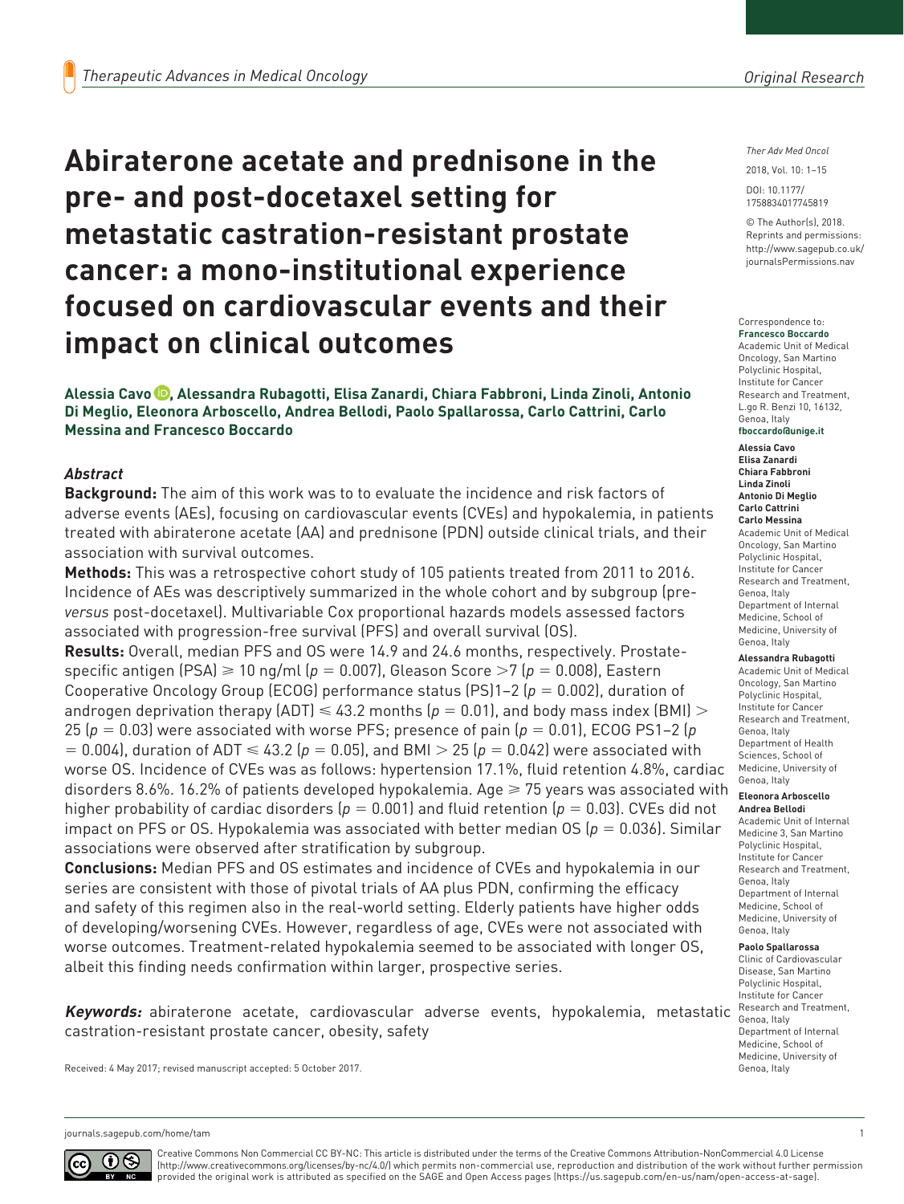# Abiraterone acetate and prednisone in the pre- and post-docetaxel setting for metastatic castration-resistant prostate cancer: a mono-institutional experience focused on cardiovascular events and their impact on clinical outcomes

**Alessia Cavo, Alessandra Rubagotti, Elisa Zanardi, Chiara Fabbroni, Linda Zinoli, Antonio Di Meglio, Eleonora Arboscello, Andrea Bellodi, Paolo Spallarossa, Carlo Cattrini, Carlo Messina and Francesco Boccardo**

### *Abstract*

**Background:** The aim of this work was to to evaluate the incidence and risk factors of adverse events (AEs), focusing on cardiovascular events (CVEs) and hypokalemia, in patients treated with abiraterone acetate (AA) and prednisone (PDN) outside clinical trials, and their association with survival outcomes.

**Methods:** This was a retrospective cohort study of 105 patients treated from 2011 to 2016. Incidence of AEs was descriptively summarized in the whole cohort and by subgroup (pre-*versus* post-docetaxel). Multivariable Cox proportional hazards models assessed factors associated with progression-free survival (PFS) and overall survival (OS).

**Results:** Overall, median PFS and OS were 14.9 and 24.6 months, respectively. Prostate-specific antigen (PSA) $\geqslant$ 10 ng/ml ($p = 0.007$), Gleason Score $>7$ ($p = 0.008$), Eastern Cooperative Oncology Group (ECOG) performance status (PS)1–2 ($p = 0.002$), duration of androgen deprivation therapy (ADT) $\leqslant$ 43.2 months ($p = 0.01$), and body mass index (BMI) $>$ 25 ($p = 0.03$) were associated with worse PFS; presence of pain ($p = 0.01$), ECOG PS1–2 ($p = 0.004$), duration of ADT $\leqslant$ 43.2 ($p = 0.05$), and BMI $>$ 25 ($p = 0.042$) were associated with worse OS. Incidence of CVEs was as follows: hypertension 17.1%, fluid retention 4.8%, cardiac disorders 8.6%. 16.2% of patients developed hypokalemia. Age $\geqslant$ 75 years was associated with higher probability of cardiac disorders ($p = 0.001$) and fluid retention ($p = 0.03$). CVEs did not impact on PFS or OS. Hypokalemia was associated with better median OS ($p = 0.036$). Similar associations were observed after stratification by subgroup.

**Conclusions:** Median PFS and OS estimates and incidence of CVEs and hypokalemia in our series are consistent with those of pivotal trials of AA plus PDN, confirming the efficacy and safety of this regimen also in the real-world setting. Elderly patients have higher odds of developing/worsening CVEs. However, regardless of age, CVEs were not associated with worse outcomes. Treatment-related hypokalemia seemed to be associated with longer OS, albeit this finding needs confirmation within larger, prospective series.

***Keywords:*** abiraterone acetate, cardiovascular adverse events, hypokalemia, metastatic castration-resistant prostate cancer, obesity, safety

Received: 4 May 2017; revised manuscript accepted: 5 October 2017.

Correspondence to:
**Francesco Boccardo**
Academic Unit of Medical Oncology, San Martino Polyclinic Hospital, Institute for Cancer Research and Treatment, L.go R. Benzi 10, 16132, Genoa, Italy
**fboccardo@unige.it**

**Alessia Cavo**
**Elisa Zanardi**
**Chiara Fabbroni**
**Linda Zinoli**
**Antonio Di Meglio**
**Carlo Cattrini**
**Carlo Messina**
Academic Unit of Medical Oncology, San Martino Polyclinic Hospital, Institute for Cancer Research and Treatment, Genoa, Italy
Department of Internal Medicine, School of Medicine, University of Genoa, Italy

**Alessandra Rubagotti**
Academic Unit of Medical Oncology, San Martino Polyclinic Hospital, Institute for Cancer Research and Treatment, Genoa, Italy
Department of Health Sciences, School of Medicine, University of Genoa, Italy

**Eleonora Arboscello**
**Andrea Bellodi**
Academic Unit of Internal Medicine 3, San Martino Polyclinic Hospital, Institute for Cancer Research and Treatment, Genoa, Italy
Department of Internal Medicine, School of Medicine, University of Genoa, Italy

**Paolo Spallarossa**
Clinic of Cardiovascular Disease, San Martino Polyclinic Hospital, Institute for Cancer Research and Treatment, Genoa, Italy
Department of Internal Medicine, School of Medicine, University of Genoa, Italy

Creative Commons Non Commercial CC BY-NC: This article is distributed under the terms of the Creative Commons Attribution-NonCommercial 4.0 License (http://www.creativecommons.org/licenses/by-nc/4.0/) which permits non-commercial use, reproduction and distribution of the work without further permission provided the original work is attributed as specified on the SAGE and Open Access pages (https://us.sagepub.com/en-us/nam/open-access-at-sage).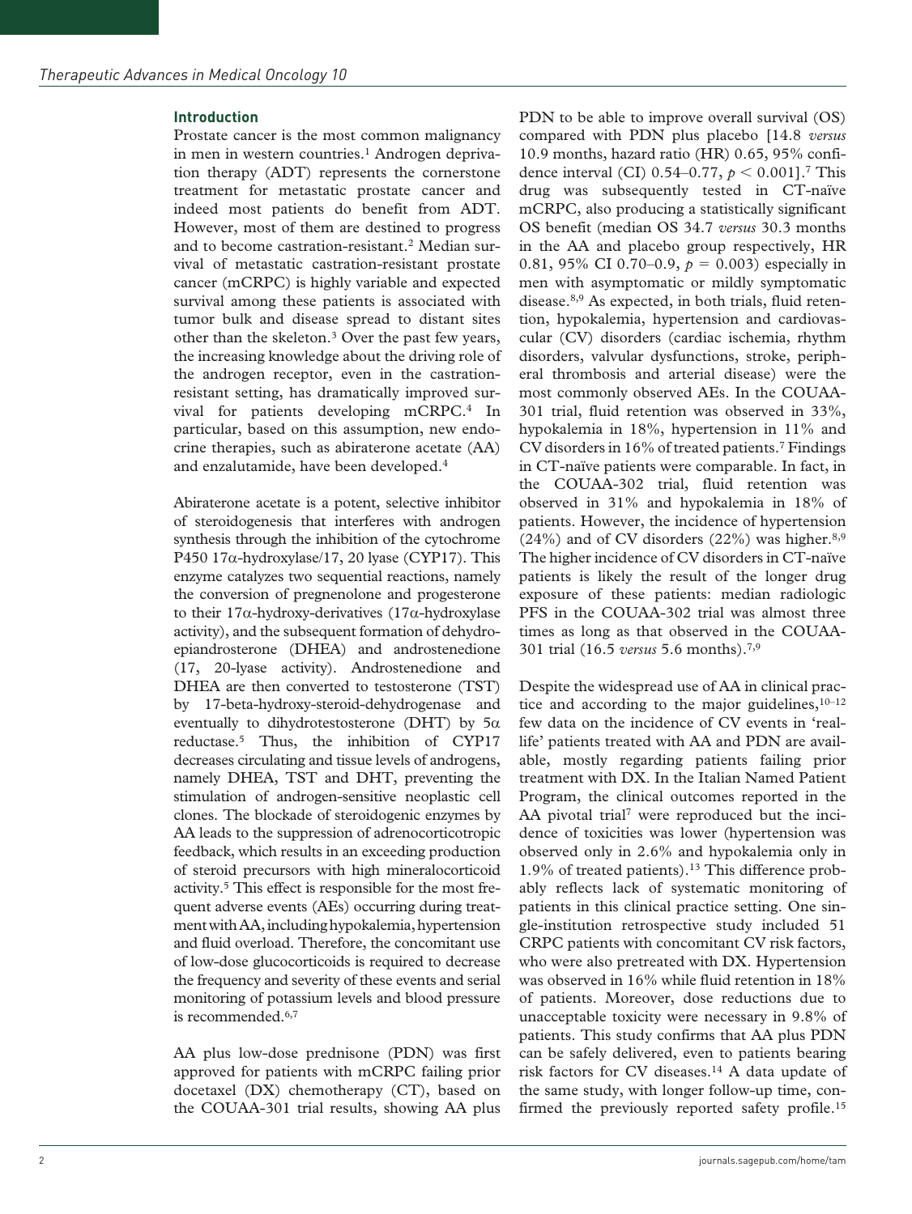## Introduction

Prostate cancer is the most common malignancy in men in western countries.[1] Androgen deprivation therapy (ADT) represents the cornerstone treatment for metastatic prostate cancer and indeed most patients do benefit from ADT. However, most of them are destined to progress and to become castration-resistant.[2] Median survival of metastatic castration-resistant prostate cancer (mCRPC) is highly variable and expected survival among these patients is associated with tumor bulk and disease spread to distant sites other than the skeleton.[3] Over the past few years, the increasing knowledge about the driving role of the androgen receptor, even in the castration-resistant setting, has dramatically improved survival for patients developing mCRPC.[4] In particular, based on this assumption, new endocrine therapies, such as abiraterone acetate (AA) and enzalutamide, have been developed.[4]

Abiraterone acetate is a potent, selective inhibitor of steroidogenesis that interferes with androgen synthesis through the inhibition of the cytochrome P450 17α-hydroxylase/17, 20 lyase (CYP17). This enzyme catalyzes two sequential reactions, namely the conversion of pregnenolone and progesterone to their 17α-hydroxy-derivatives (17α-hydroxylase activity), and the subsequent formation of dehydroepiandrosterone (DHEA) and androstenedione (17, 20-lyase activity). Androstenedione and DHEA are then converted to testosterone (TST) by 17-beta-hydroxy-steroid-dehydrogenase and eventually to dihydrotestosterone (DHT) by 5α reductase.[5] Thus, the inhibition of CYP17 decreases circulating and tissue levels of androgens, namely DHEA, TST and DHT, preventing the stimulation of androgen-sensitive neoplastic cell clones. The blockade of steroidogenic enzymes by AA leads to the suppression of adrenocorticotropic feedback, which results in an exceeding production of steroid precursors with high mineralocorticoid activity.[5] This effect is responsible for the most frequent adverse events (AEs) occurring during treatment with AA, including hypokalemia, hypertension and fluid overload. Therefore, the concomitant use of low-dose glucocorticoids is required to decrease the frequency and severity of these events and serial monitoring of potassium levels and blood pressure is recommended.[6,7]

AA plus low-dose prednisone (PDN) was first approved for patients with mCRPC failing prior docetaxel (DX) chemotherapy (CT), based on the COUAA-301 trial results, showing AA plus PDN to be able to improve overall survival (OS) compared with PDN plus placebo [14.8 *versus* 10.9 months, hazard ratio (HR) 0.65, 95% confidence interval (CI) 0.54–0.77, $p < 0.001$].[7] This drug was subsequently tested in CT-naïve mCRPC, also producing a statistically significant OS benefit (median OS 34.7 *versus* 30.3 months in the AA and placebo group respectively, HR 0.81, 95% CI 0.70–0.9, $p = 0.003$) especially in men with asymptomatic or mildly symptomatic disease.[8,9] As expected, in both trials, fluid retention, hypokalemia, hypertension and cardiovascular (CV) disorders (cardiac ischemia, rhythm disorders, valvular dysfunctions, stroke, peripheral thrombosis and arterial disease) were the most commonly observed AEs. In the COUAA-301 trial, fluid retention was observed in 33%, hypokalemia in 18%, hypertension in 11% and CV disorders in 16% of treated patients.[7] Findings in CT-naïve patients were comparable. In fact, in the COUAA-302 trial, fluid retention was observed in 31% and hypokalemia in 18% of patients. However, the incidence of hypertension (24%) and of CV disorders (22%) was higher.[8,9] The higher incidence of CV disorders in CT-naïve patients is likely the result of the longer drug exposure of these patients: median radiologic PFS in the COUAA-302 trial was almost three times as long as that observed in the COUAA-301 trial (16.5 *versus* 5.6 months).[7,9]

Despite the widespread use of AA in clinical practice and according to the major guidelines,[10–12] few data on the incidence of CV events in 'real-life' patients treated with AA and PDN are available, mostly regarding patients failing prior treatment with DX. In the Italian Named Patient Program, the clinical outcomes reported in the AA pivotal trial[7] were reproduced but the incidence of toxicities was lower (hypertension was observed only in 2.6% and hypokalemia only in 1.9% of treated patients).[13] This difference probably reflects lack of systematic monitoring of patients in this clinical practice setting. One single-institution retrospective study included 51 CRPC patients with concomitant CV risk factors, who were also pretreated with DX. Hypertension was observed in 16% while fluid retention in 18% of patients. Moreover, dose reductions due to unacceptable toxicity were necessary in 9.8% of patients. This study confirms that AA plus PDN can be safely delivered, even to patients bearing risk factors for CV diseases.[14] A data update of the same study, with longer follow-up time, confirmed the previously reported safety profile.[15]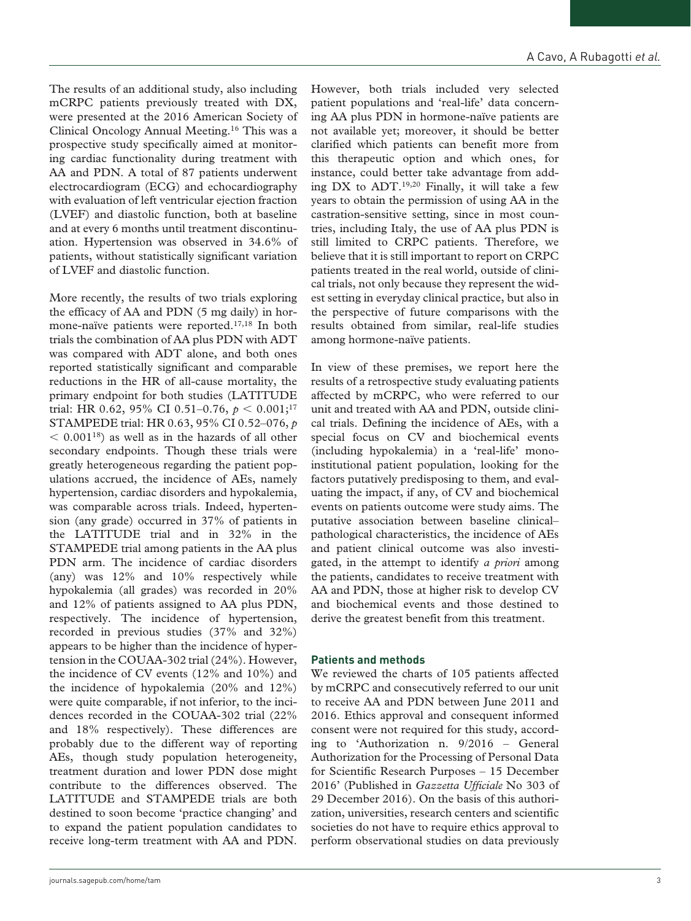The results of an additional study, also including mCRPC patients previously treated with DX, were presented at the 2016 American Society of Clinical Oncology Annual Meeting.[16] This was a prospective study specifically aimed at monitoring cardiac functionality during treatment with AA and PDN. A total of 87 patients underwent electrocardiogram (ECG) and echocardiography with evaluation of left ventricular ejection fraction (LVEF) and diastolic function, both at baseline and at every 6 months until treatment discontinuation. Hypertension was observed in 34.6% of patients, without statistically significant variation of LVEF and diastolic function.

More recently, the results of two trials exploring the efficacy of AA and PDN (5 mg daily) in hormone-naïve patients were reported.[17,18] In both trials the combination of AA plus PDN with ADT was compared with ADT alone, and both ones reported statistically significant and comparable reductions in the HR of all-cause mortality, the primary endpoint for both studies (LATITUDE trial: HR 0.62, 95% CI 0.51–0.76, $p < 0.001$;[17] STAMPEDE trial: HR 0.63, 95% CI 0.52–076, $p < 0.001$[18]) as well as in the hazards of all other secondary endpoints. Though these trials were greatly heterogeneous regarding the patient populations accrued, the incidence of AEs, namely hypertension, cardiac disorders and hypokalemia, was comparable across trials. Indeed, hypertension (any grade) occurred in 37% of patients in the LATITUDE trial and in 32% in the STAMPEDE trial among patients in the AA plus PDN arm. The incidence of cardiac disorders (any) was 12% and 10% respectively while hypokalemia (all grades) was recorded in 20% and 12% of patients assigned to AA plus PDN, respectively. The incidence of hypertension, recorded in previous studies (37% and 32%) appears to be higher than the incidence of hypertension in the COUAA-302 trial (24%). However, the incidence of CV events (12% and 10%) and the incidence of hypokalemia (20% and 12%) were quite comparable, if not inferior, to the incidences recorded in the COUAA-302 trial (22% and 18% respectively). These differences are probably due to the different way of reporting AEs, though study population heterogeneity, treatment duration and lower PDN dose might contribute to the differences observed. The LATITUDE and STAMPEDE trials are both destined to soon become 'practice changing' and to expand the patient population candidates to receive long-term treatment with AA and PDN. However, both trials included very selected patient populations and 'real-life' data concerning AA plus PDN in hormone-naïve patients are not available yet; moreover, it should be better clarified which patients can benefit more from this therapeutic option and which ones, for instance, could better take advantage from adding DX to ADT.[19,20] Finally, it will take a few years to obtain the permission of using AA in the castration-sensitive setting, since in most countries, including Italy, the use of AA plus PDN is still limited to CRPC patients. Therefore, we believe that it is still important to report on CRPC patients treated in the real world, outside of clinical trials, not only because they represent the widest setting in everyday clinical practice, but also in the perspective of future comparisons with the results obtained from similar, real-life studies among hormone-naïve patients.

In view of these premises, we report here the results of a retrospective study evaluating patients affected by mCRPC, who were referred to our unit and treated with AA and PDN, outside clinical trials. Defining the incidence of AEs, with a special focus on CV and biochemical events (including hypokalemia) in a 'real-life' mono-institutional patient population, looking for the factors putatively predisposing to them, and evaluating the impact, if any, of CV and biochemical events on patients outcome were study aims. The putative association between baseline clinical–pathological characteristics, the incidence of AEs and patient clinical outcome was also investigated, in the attempt to identify *a priori* among the patients, candidates to receive treatment with AA and PDN, those at higher risk to develop CV and biochemical events and those destined to derive the greatest benefit from this treatment.

## Patients and methods

We reviewed the charts of 105 patients affected by mCRPC and consecutively referred to our unit to receive AA and PDN between June 2011 and 2016. Ethics approval and consequent informed consent were not required for this study, according to 'Authorization n. 9/2016 – General Authorization for the Processing of Personal Data for Scientific Research Purposes – 15 December 2016' (Published in *Gazzetta Ufficiale* No 303 of 29 December 2016). On the basis of this authorization, universities, research centers and scientific societies do not have to require ethics approval to perform observational studies on data previously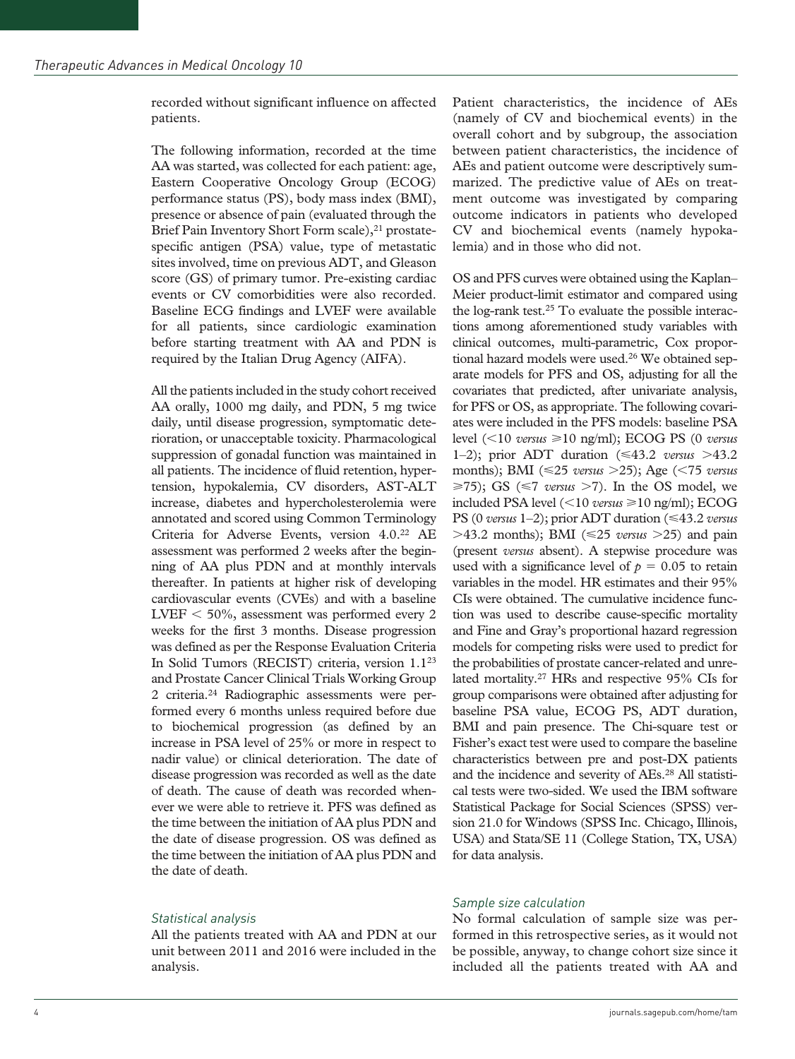recorded without significant influence on affected patients.

The following information, recorded at the time AA was started, was collected for each patient: age, Eastern Cooperative Oncology Group (ECOG) performance status (PS), body mass index (BMI), presence or absence of pain (evaluated through the Brief Pain Inventory Short Form scale),[21] prostate-specific antigen (PSA) value, type of metastatic sites involved, time on previous ADT, and Gleason score (GS) of primary tumor. Pre-existing cardiac events or CV comorbidities were also recorded. Baseline ECG findings and LVEF were available for all patients, since cardiologic examination before starting treatment with AA and PDN is required by the Italian Drug Agency (AIFA).

All the patients included in the study cohort received AA orally, 1000 mg daily, and PDN, 5 mg twice daily, until disease progression, symptomatic deterioration, or unacceptable toxicity. Pharmacological suppression of gonadal function was maintained in all patients. The incidence of fluid retention, hypertension, hypokalemia, CV disorders, AST-ALT increase, diabetes and hypercholesterolemia were annotated and scored using Common Terminology Criteria for Adverse Events, version 4.0.[22] AE assessment was performed 2 weeks after the beginning of AA plus PDN and at monthly intervals thereafter. In patients at higher risk of developing cardiovascular events (CVEs) and with a baseline LVEF < 50%, assessment was performed every 2 weeks for the first 3 months. Disease progression was defined as per the Response Evaluation Criteria In Solid Tumors (RECIST) criteria, version 1.1[23] and Prostate Cancer Clinical Trials Working Group 2 criteria.[24] Radiographic assessments were performed every 6 months unless required before due to biochemical progression (as defined by an increase in PSA level of 25% or more in respect to nadir value) or clinical deterioration. The date of disease progression was recorded as well as the date of death. The cause of death was recorded whenever we were able to retrieve it. PFS was defined as the time between the initiation of AA plus PDN and the date of disease progression. OS was defined as the time between the initiation of AA plus PDN and the date of death.

### *Statistical analysis*

All the patients treated with AA and PDN at our unit between 2011 and 2016 were included in the analysis.

Patient characteristics, the incidence of AEs (namely of CV and biochemical events) in the overall cohort and by subgroup, the association between patient characteristics, the incidence of AEs and patient outcome were descriptively summarized. The predictive value of AEs on treatment outcome was investigated by comparing outcome indicators in patients who developed CV and biochemical events (namely hypokalemia) and in those who did not.

OS and PFS curves were obtained using the Kaplan–Meier product-limit estimator and compared using the log-rank test.[25] To evaluate the possible interactions among aforementioned study variables with clinical outcomes, multi-parametric, Cox proportional hazard models were used.[26] We obtained separate models for PFS and OS, adjusting for all the covariates that predicted, after univariate analysis, for PFS or OS, as appropriate. The following covariates were included in the PFS models: baseline PSA level (<10 *versus* ⩾10 ng/ml); ECOG PS (0 *versus* 1–2); prior ADT duration (⩽43.2 *versus* >43.2 months); BMI (⩽25 *versus* >25); Age (<75 *versus* ⩾75); GS (⩽7 *versus* >7). In the OS model, we included PSA level (<10 *versus* ⩾10 ng/ml); ECOG PS (0 *versus* 1–2); prior ADT duration (⩽43.2 *versus* >43.2 months); BMI (⩽25 *versus* >25) and pain (present *versus* absent). A stepwise procedure was used with a significance level of $p = 0.05$ to retain variables in the model. HR estimates and their 95% CIs were obtained. The cumulative incidence function was used to describe cause-specific mortality and Fine and Gray's proportional hazard regression models for competing risks were used to predict for the probabilities of prostate cancer-related and unrelated mortality.[27] HRs and respective 95% CIs for group comparisons were obtained after adjusting for baseline PSA value, ECOG PS, ADT duration, BMI and pain presence. The Chi-square test or Fisher's exact test were used to compare the baseline characteristics between pre and post-DX patients and the incidence and severity of AEs.[28] All statistical tests were two-sided. We used the IBM software Statistical Package for Social Sciences (SPSS) version 21.0 for Windows (SPSS Inc. Chicago, Illinois, USA) and Stata/SE 11 (College Station, TX, USA) for data analysis.

### *Sample size calculation*

No formal calculation of sample size was performed in this retrospective series, as it would not be possible, anyway, to change cohort size since it included all the patients treated with AA and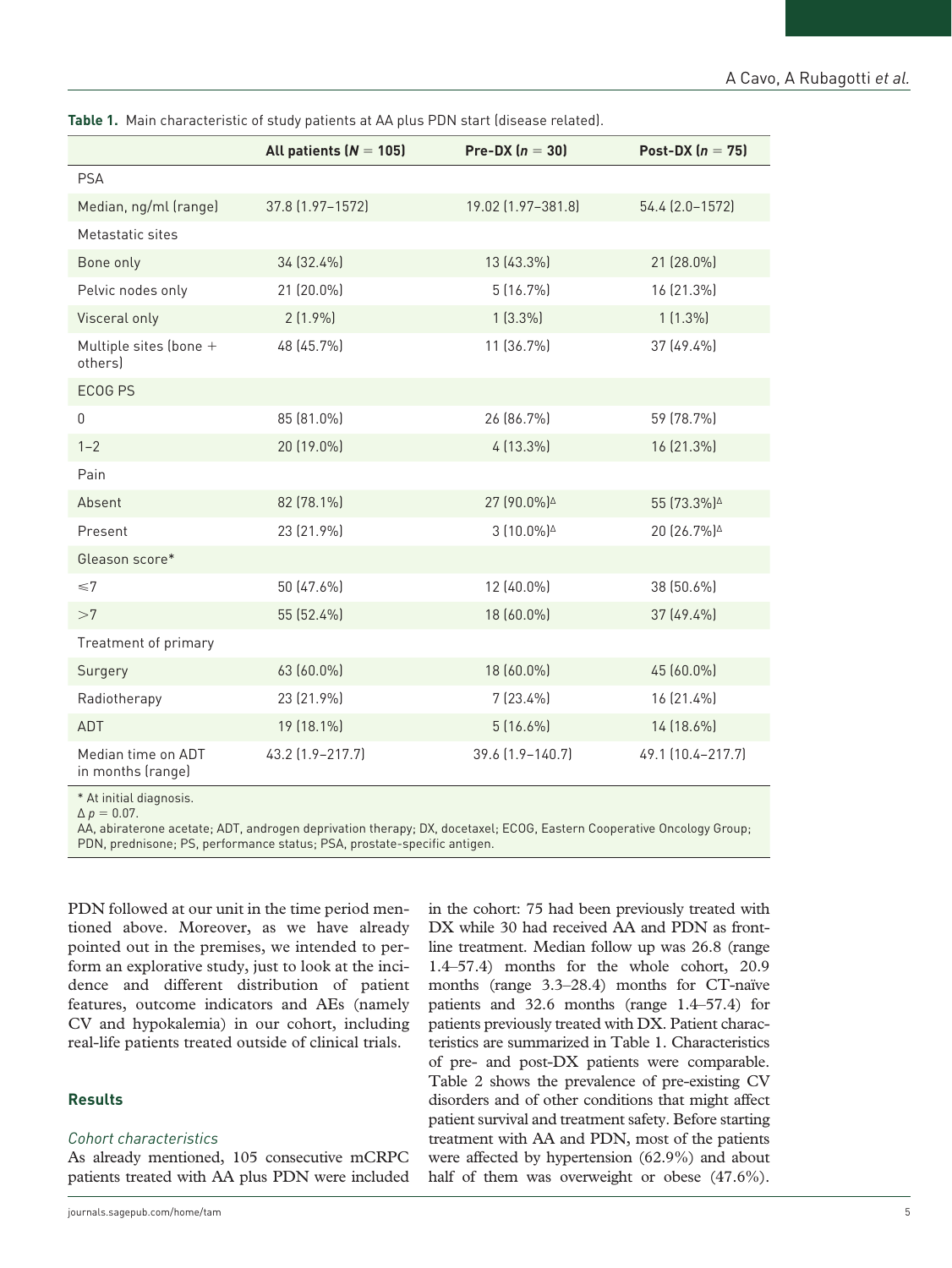**Table 1.** Main characteristic of study patients at AA plus PDN start (disease related).

| | All patients ($N = 105$) | Pre-DX ($n = 30$) | Post-DX ($n = 75$) |
|---|---|---|---|
| PSA | | | |
| Median, ng/ml (range) | 37.8 (1.97–1572) | 19.02 (1.97–381.8) | 54.4 (2.0–1572) |
| Metastatic sites | | | |
| Bone only | 34 (32.4%) | 13 (43.3%) | 21 (28.0%) |
| Pelvic nodes only | 21 (20.0%) | 5 (16.7%) | 16 (21.3%) |
| Visceral only | 2 (1.9%) | 1 (3.3%) | 1 (1.3%) |
| Multiple sites (bone + others) | 48 (45.7%) | 11 (36.7%) | 37 (49.4%) |
| ECOG PS | | | |
| 0 | 85 (81.0%) | 26 (86.7%) | 59 (78.7%) |
| 1–2 | 20 (19.0%) | 4 (13.3%) | 16 (21.3%) |
| Pain | | | |
| Absent | 82 (78.1%) | 27 (90.0%)$^{\Delta}$ | 55 (73.3%)$^{\Delta}$ |
| Present | 23 (21.9%) | 3 (10.0%)$^{\Delta}$ | 20 (26.7%)$^{\Delta}$ |
| Gleason score* | | | |
| $\leqslant 7$ | 50 (47.6%) | 12 (40.0%) | 38 (50.6%) |
| $>7$ | 55 (52.4%) | 18 (60.0%) | 37 (49.4%) |
| Treatment of primary | | | |
| Surgery | 63 (60.0%) | 18 (60.0%) | 45 (60.0%) |
| Radiotherapy | 23 (21.9%) | 7 (23.4%) | 16 (21.4%) |
| ADT | 19 (18.1%) | 5 (16.6%) | 14 (18.6%) |
| Median time on ADT in months (range) | 43.2 (1.9–217.7) | 39.6 (1.9–140.7) | 49.1 (10.4–217.7) |

* At initial diagnosis.
$\Delta$ $p = 0.07$.
AA, abiraterone acetate; ADT, androgen deprivation therapy; DX, docetaxel; ECOG, Eastern Cooperative Oncology Group; PDN, prednisone; PS, performance status; PSA, prostate-specific antigen.

PDN followed at our unit in the time period mentioned above. Moreover, as we have already pointed out in the premises, we intended to perform an explorative study, just to look at the incidence and different distribution of patient features, outcome indicators and AEs (namely CV and hypokalemia) in our cohort, including real-life patients treated outside of clinical trials.

## Results

### *Cohort characteristics*

As already mentioned, 105 consecutive mCRPC patients treated with AA plus PDN were included in the cohort: 75 had been previously treated with DX while 30 had received AA and PDN as front-line treatment. Median follow up was 26.8 (range 1.4–57.4) months for the whole cohort, 20.9 months (range 3.3–28.4) months for CT-naïve patients and 32.6 months (range 1.4–57.4) for patients previously treated with DX. Patient characteristics are summarized in Table 1. Characteristics of pre- and post-DX patients were comparable. Table 2 shows the prevalence of pre-existing CV disorders and of other conditions that might affect patient survival and treatment safety. Before starting treatment with AA and PDN, most of the patients were affected by hypertension (62.9%) and about half of them was overweight or obese (47.6%).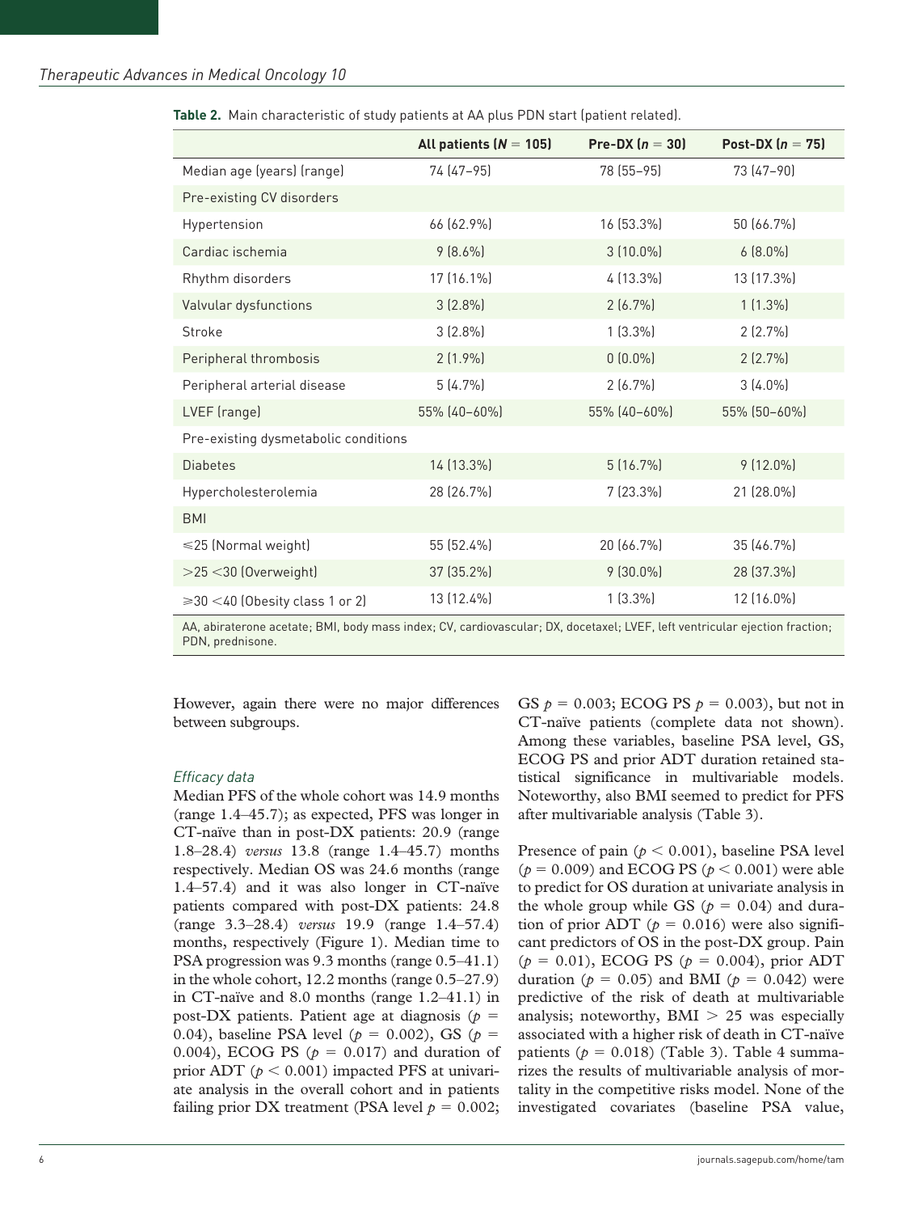**Table 2.** Main characteristic of study patients at AA plus PDN start (patient related).

| | All patients ($N = 105$) | Pre-DX ($n = 30$) | Post-DX ($n = 75$) |
|---|---|---|---|
| Median age (years) (range) | 74 (47–95) | 78 (55–95) | 73 (47–90) |
| Pre-existing CV disorders | | | |
| Hypertension | 66 (62.9%) | 16 (53.3%) | 50 (66.7%) |
| Cardiac ischemia | 9 (8.6%) | 3 (10.0%) | 6 (8.0%) |
| Rhythm disorders | 17 (16.1%) | 4 (13.3%) | 13 (17.3%) |
| Valvular dysfunctions | 3 (2.8%) | 2 (6.7%) | 1 (1.3%) |
| Stroke | 3 (2.8%) | 1 (3.3%) | 2 (2.7%) |
| Peripheral thrombosis | 2 (1.9%) | 0 (0.0%) | 2 (2.7%) |
| Peripheral arterial disease | 5 (4.7%) | 2 (6.7%) | 3 (4.0%) |
| LVEF (range) | 55% (40–60%) | 55% (40–60%) | 55% (50–60%) |
| Pre-existing dysmetabolic conditions | | | |
| Diabetes | 14 (13.3%) | 5 (16.7%) | 9 (12.0%) |
| Hypercholesterolemia | 28 (26.7%) | 7 (23.3%) | 21 (28.0%) |
| BMI | | | |
| ⩽25 (Normal weight) | 55 (52.4%) | 20 (66.7%) | 35 (46.7%) |
| >25 <30 (Overweight) | 37 (35.2%) | 9 (30.0%) | 28 (37.3%) |
| ⩾30 <40 (Obesity class 1 or 2) | 13 (12.4%) | 1 (3.3%) | 12 (16.0%) |

AA, abiraterone acetate; BMI, body mass index; CV, cardiovascular; DX, docetaxel; LVEF, left ventricular ejection fraction; PDN, prednisone.

However, again there were no major differences between subgroups.

*Efficacy data*

Median PFS of the whole cohort was 14.9 months (range 1.4–45.7); as expected, PFS was longer in CT-naïve than in post-DX patients: 20.9 (range 1.8–28.4) *versus* 13.8 (range 1.4–45.7) months respectively. Median OS was 24.6 months (range 1.4–57.4) and it was also longer in CT-naïve patients compared with post-DX patients: 24.8 (range 3.3–28.4) *versus* 19.9 (range 1.4–57.4) months, respectively (Figure 1). Median time to PSA progression was 9.3 months (range 0.5–41.1) in the whole cohort, 12.2 months (range 0.5–27.9) in CT-naïve and 8.0 months (range 1.2–41.1) in post-DX patients. Patient age at diagnosis ($p = 0.04$), baseline PSA level ($p = 0.002$), GS ($p = 0.004$), ECOG PS ($p = 0.017$) and duration of prior ADT ($p < 0.001$) impacted PFS at univariate analysis in the overall cohort and in patients failing prior DX treatment (PSA level $p = 0.002$; GS $p = 0.003$; ECOG PS $p = 0.003$), but not in CT-naïve patients (complete data not shown). Among these variables, baseline PSA level, GS, ECOG PS and prior ADT duration retained statistical significance in multivariable models. Noteworthy, also BMI seemed to predict for PFS after multivariable analysis (Table 3).

Presence of pain ($p < 0.001$), baseline PSA level ($p = 0.009$) and ECOG PS ($p < 0.001$) were able to predict for OS duration at univariate analysis in the whole group while GS ($p = 0.04$) and duration of prior ADT ($p = 0.016$) were also significant predictors of OS in the post-DX group. Pain ($p = 0.01$), ECOG PS ($p = 0.004$), prior ADT duration ($p = 0.05$) and BMI ($p = 0.042$) were predictive of the risk of death at multivariable analysis; noteworthy, BMI > 25 was especially associated with a higher risk of death in CT-naïve patients ($p = 0.018$) (Table 3). Table 4 summarizes the results of multivariable analysis of mortality in the competitive risks model. None of the investigated covariates (baseline PSA value,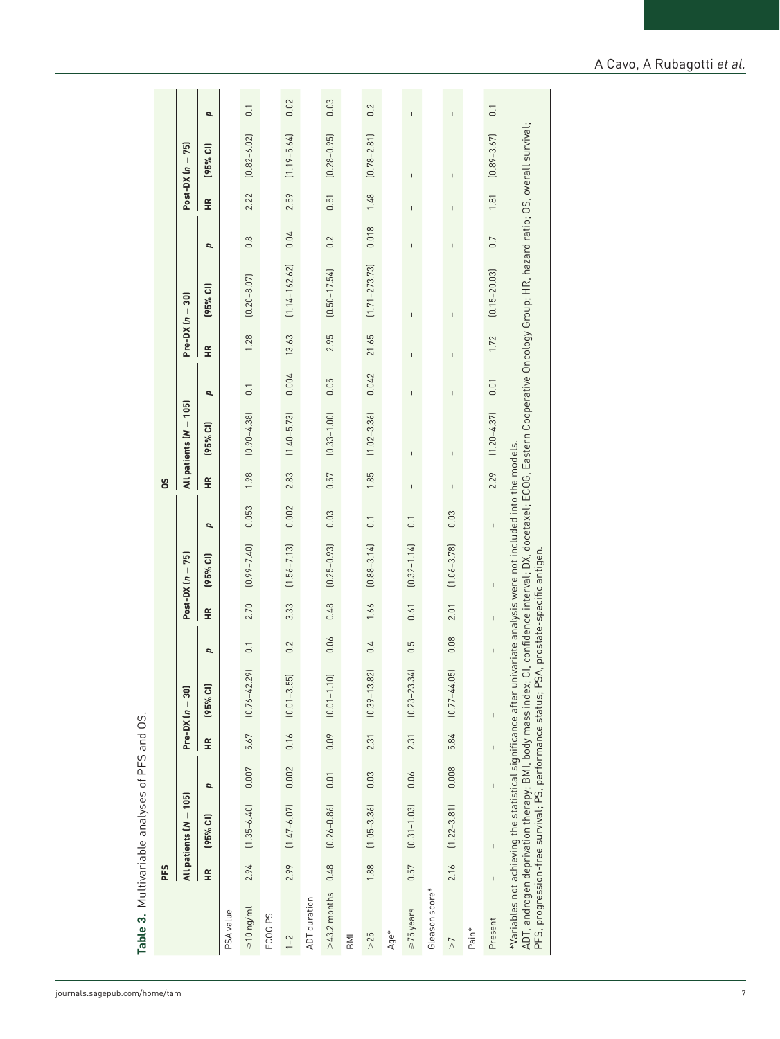**Table 3.** Multivariable analyses of PFS and OS.

| | PFS | | | | | | | | | OS | | | | | | | | |
|---|---|---|---|---|---|---|---|---|---|---|---|---|---|---|---|---|---|---|
| | All patients (N = 105) | | | Pre-DX (n = 30) | | | Post-DX (n = 75) | | | All patients (N = 105) | | | Pre-DX (n = 30) | | | Post-DX (n = 75) | | |
| | HR | (95% CI) | p | HR | (95% CI) | p | HR | (95% CI) | p | HR | (95% CI) | p | HR | (95% CI) | p | HR | (95% CI) | p |
| PSA value | | | | | | | | | | | | | | | | | | |
| ⩾10 ng/ml | 2.94 | (1.35–6.40) | 0.007 | 5.67 | (0.76–42.29) | 0.1 | 2.70 | (0.99–7.40) | 0.053 | 1.98 | (0.90–4.38) | 0.1 | 1.28 | (0.20–8.07) | 0.8 | 2.22 | (0.82–6.02) | 0.1 |
| ECOG PS | | | | | | | | | | | | | | | | | | |
| 1–2 | 2.99 | (1.47–6.07) | 0.002 | 0.16 | (0.01–3.55) | 0.2 | 3.33 | (1.56–7.13) | 0.002 | 2.83 | (1.40–5.73) | 0.004 | 13.63 | (1.14–162.62) | 0.04 | 2.59 | (1.19–5.64) | 0.02 |
| ADT duration | | | | | | | | | | | | | | | | | | |
| >43.2 months | 0.48 | (0.26–0.86) | 0.01 | 0.09 | (0.01–1.10) | 0.06 | 0.48 | (0.25–0.93) | 0.03 | 0.57 | (0.33–1.00) | 0.05 | 2.95 | (0.50–17.54) | 0.2 | 0.51 | (0.28–0.95) | 0.03 |
| BMI | | | | | | | | | | | | | | | | | | |
| >25 | 1.88 | (1.05–3.36) | 0.03 | 2.31 | (0.39–13.82) | 0.4 | 1.66 | (0.88–3.14) | 0.1 | 1.85 | (1.02–3.36) | 0.042 | 21.65 | (1.71–273.73) | 0.018 | 1.48 | (0.78–2.81) | 0.2 |
| Age* | | | | | | | | | | | | | | | | | | |
| ⩾75 years | 0.57 | (0.31–1.03) | 0.06 | 2.31 | (0.23–23.34) | 0.5 | 0.61 | (0.32–1.14) | 0.1 | – | – | – | – | – | – | – | – | – |
| Gleason score* | | | | | | | | | | | | | | | | | | |
| >7 | 2.16 | (1.22–3.81) | 0.008 | 5.84 | (0.77–44.05) | 0.08 | 2.01 | (1.06–3.78) | 0.03 | – | – | – | – | – | – | – | – | – |
| Pain* | | | | | | | | | | | | | | | | | | |
| Present | – | – | – | – | – | – | – | – | – | 2.29 | (1.20–4.37) | 0.01 | 1.72 | (0.15–20.03) | 0.7 | 1.81 | (0.89–3.67) | 0.1 |

*Variables not achieving the statistical significance after univariate analysis were not included into the models.
ADT, androgen deprivation therapy; BMI, body mass index; CI, confidence interval; DX, docetaxel; ECOG, Eastern Cooperative Oncology Group; HR, hazard ratio; OS, overall survival; PFS, progression-free survival; PS, performance status; PSA, prostate-specific antigen.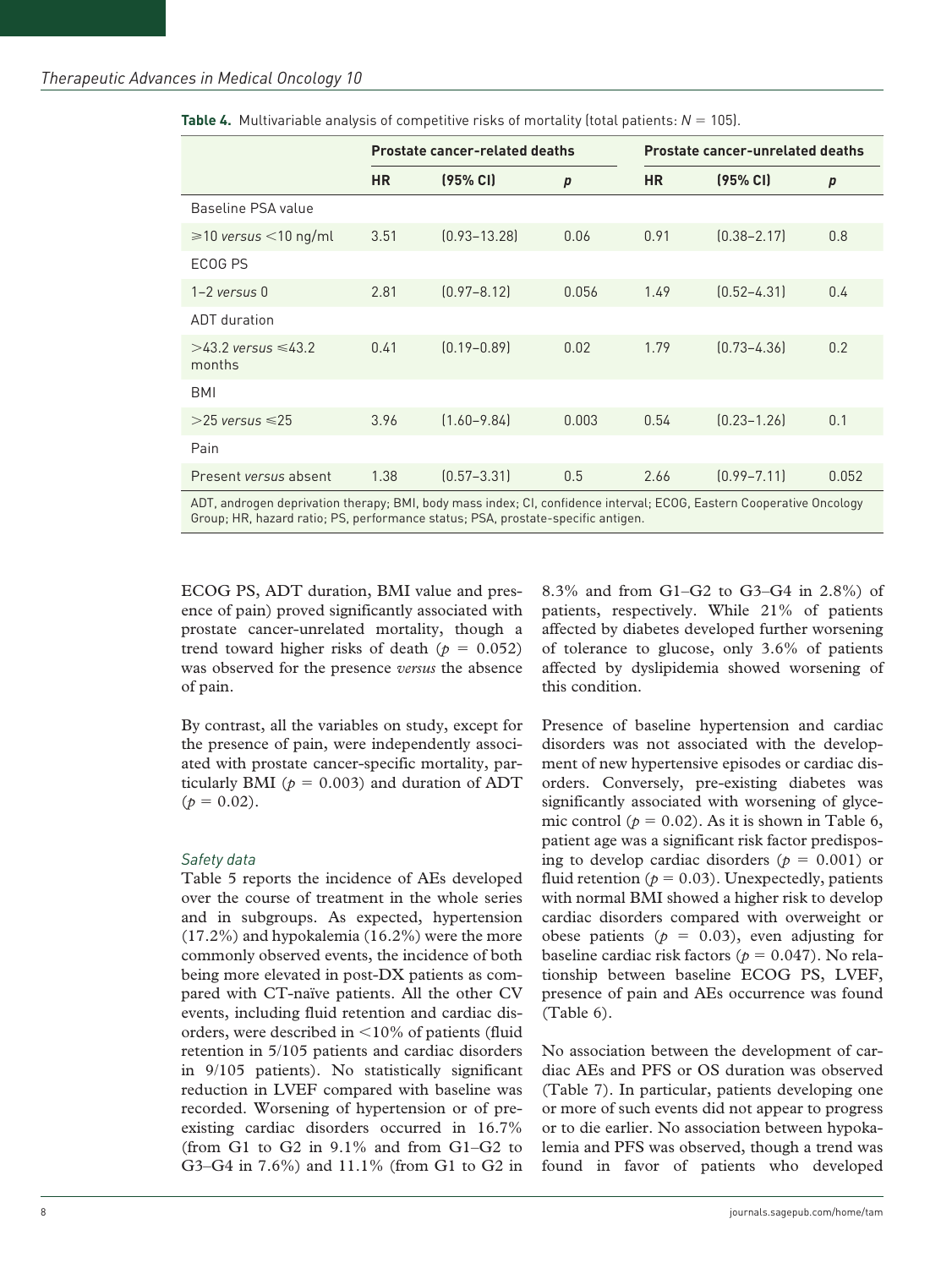**Table 4.** Multivariable analysis of competitive risks of mortality (total patients: $N = 105$).

| | Prostate cancer-related deaths | | | Prostate cancer-unrelated deaths | | |
|---|---|---|---|---|---|---|
| | HR | (95% CI) | $p$ | HR | (95% CI) | $p$ |
| Baseline PSA value | | | | | | |
| ⩾10 *versus* <10 ng/ml | 3.51 | (0.93–13.28) | 0.06 | 0.91 | (0.38–2.17) | 0.8 |
| ECOG PS | | | | | | |
| 1–2 *versus* 0 | 2.81 | (0.97–8.12) | 0.056 | 1.49 | (0.52–4.31) | 0.4 |
| ADT duration | | | | | | |
| >43.2 *versus* ⩽43.2 months | 0.41 | (0.19–0.89) | 0.02 | 1.79 | (0.73–4.36) | 0.2 |
| BMI | | | | | | |
| >25 *versus* ⩽25 | 3.96 | (1.60–9.84) | 0.003 | 0.54 | (0.23–1.26) | 0.1 |
| Pain | | | | | | |
| Present *versus* absent | 1.38 | (0.57–3.31) | 0.5 | 2.66 | (0.99–7.11) | 0.052 |

ADT, androgen deprivation therapy; BMI, body mass index; CI, confidence interval; ECOG, Eastern Cooperative Oncology Group; HR, hazard ratio; PS, performance status; PSA, prostate-specific antigen.

ECOG PS, ADT duration, BMI value and presence of pain) proved significantly associated with prostate cancer-unrelated mortality, though a trend toward higher risks of death ($p = 0.052$) was observed for the presence *versus* the absence of pain.

By contrast, all the variables on study, except for the presence of pain, were independently associated with prostate cancer-specific mortality, particularly BMI ($p = 0.003$) and duration of ADT ($p = 0.02$).

### *Safety data*

Table 5 reports the incidence of AEs developed over the course of treatment in the whole series and in subgroups. As expected, hypertension (17.2%) and hypokalemia (16.2%) were the more commonly observed events, the incidence of both being more elevated in post-DX patients as compared with CT-naïve patients. All the other CV events, including fluid retention and cardiac disorders, were described in <10% of patients (fluid retention in 5/105 patients and cardiac disorders in 9/105 patients). No statistically significant reduction in LVEF compared with baseline was recorded. Worsening of hypertension or of pre-existing cardiac disorders occurred in 16.7% (from G1 to G2 in 9.1% and from G1–G2 to G3–G4 in 7.6%) and 11.1% (from G1 to G2 in 8.3% and from G1–G2 to G3–G4 in 2.8%) of patients, respectively. While 21% of patients affected by diabetes developed further worsening of tolerance to glucose, only 3.6% of patients affected by dyslipidemia showed worsening of this condition.

Presence of baseline hypertension and cardiac disorders was not associated with the development of new hypertensive episodes or cardiac disorders. Conversely, pre-existing diabetes was significantly associated with worsening of glycemic control ($p = 0.02$). As it is shown in Table 6, patient age was a significant risk factor predisposing to develop cardiac disorders ($p = 0.001$) or fluid retention ($p = 0.03$). Unexpectedly, patients with normal BMI showed a higher risk to develop cardiac disorders compared with overweight or obese patients ($p = 0.03$), even adjusting for baseline cardiac risk factors ($p = 0.047$). No relationship between baseline ECOG PS, LVEF, presence of pain and AEs occurrence was found (Table 6).

No association between the development of cardiac AEs and PFS or OS duration was observed (Table 7). In particular, patients developing one or more of such events did not appear to progress or to die earlier. No association between hypokalemia and PFS was observed, though a trend was found in favor of patients who developed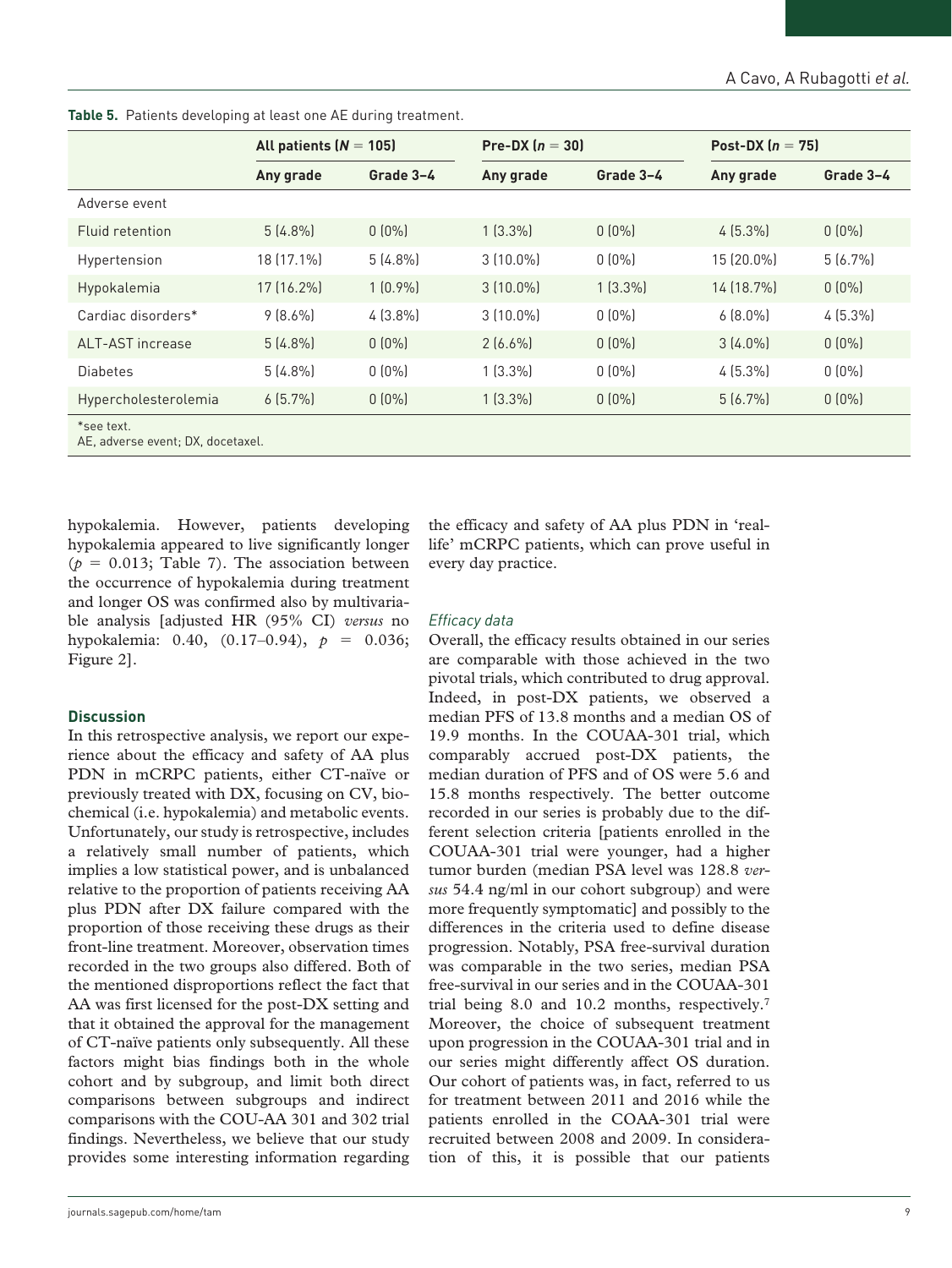**Table 5.** Patients developing at least one AE during treatment.

| | All patients ($N$ = 105) | | Pre-DX ($n$ = 30) | | Post-DX ($n$ = 75) | |
|---|---|---|---|---|---|---|
| | Any grade | Grade 3–4 | Any grade | Grade 3–4 | Any grade | Grade 3–4 |
| Adverse event | | | | | | |
| Fluid retention | 5 (4.8%) | 0 (0%) | 1 (3.3%) | 0 (0%) | 4 (5.3%) | 0 (0%) |
| Hypertension | 18 (17.1%) | 5 (4.8%) | 3 (10.0%) | 0 (0%) | 15 (20.0%) | 5 (6.7%) |
| Hypokalemia | 17 (16.2%) | 1 (0.9%) | 3 (10.0%) | 1 (3.3%) | 14 (18.7%) | 0 (0%) |
| Cardiac disorders* | 9 (8.6%) | 4 (3.8%) | 3 (10.0%) | 0 (0%) | 6 (8.0%) | 4 (5.3%) |
| ALT-AST increase | 5 (4.8%) | 0 (0%) | 2 (6.6%) | 0 (0%) | 3 (4.0%) | 0 (0%) |
| Diabetes | 5 (4.8%) | 0 (0%) | 1 (3.3%) | 0 (0%) | 4 (5.3%) | 0 (0%) |
| Hypercholesterolemia | 6 (5.7%) | 0 (0%) | 1 (3.3%) | 0 (0%) | 5 (6.7%) | 0 (0%) |

*see text.
AE, adverse event; DX, docetaxel.

hypokalemia. However, patients developing hypokalemia appeared to live significantly longer ($p$ = 0.013; Table 7). The association between the occurrence of hypokalemia during treatment and longer OS was confirmed also by multivariable analysis [adjusted HR (95% CI) *versus* no hypokalemia: 0.40, (0.17–0.94), $p$ = 0.036; Figure 2].

## Discussion

In this retrospective analysis, we report our experience about the efficacy and safety of AA plus PDN in mCRPC patients, either CT-naïve or previously treated with DX, focusing on CV, biochemical (i.e. hypokalemia) and metabolic events. Unfortunately, our study is retrospective, includes a relatively small number of patients, which implies a low statistical power, and is unbalanced relative to the proportion of patients receiving AA plus PDN after DX failure compared with the proportion of those receiving these drugs as their front-line treatment. Moreover, observation times recorded in the two groups also differed. Both of the mentioned disproportions reflect the fact that AA was first licensed for the post-DX setting and that it obtained the approval for the management of CT-naïve patients only subsequently. All these factors might bias findings both in the whole cohort and by subgroup, and limit both direct comparisons between subgroups and indirect comparisons with the COU-AA 301 and 302 trial findings. Nevertheless, we believe that our study provides some interesting information regarding the efficacy and safety of AA plus PDN in 'real-life' mCRPC patients, which can prove useful in every day practice.

### *Efficacy data*

Overall, the efficacy results obtained in our series are comparable with those achieved in the two pivotal trials, which contributed to drug approval. Indeed, in post-DX patients, we observed a median PFS of 13.8 months and a median OS of 19.9 months. In the COUAA-301 trial, which comparably accrued post-DX patients, the median duration of PFS and of OS were 5.6 and 15.8 months respectively. The better outcome recorded in our series is probably due to the different selection criteria [patients enrolled in the COUAA-301 trial were younger, had a higher tumor burden (median PSA level was 128.8 *versus* 54.4 ng/ml in our cohort subgroup) and were more frequently symptomatic] and possibly to the differences in the criteria used to define disease progression. Notably, PSA free-survival duration was comparable in the two series, median PSA free-survival in our series and in the COUAA-301 trial being 8.0 and 10.2 months, respectively.[7] Moreover, the choice of subsequent treatment upon progression in the COUAA-301 trial and in our series might differently affect OS duration. Our cohort of patients was, in fact, referred to us for treatment between 2011 and 2016 while the patients enrolled in the COAA-301 trial were recruited between 2008 and 2009. In consideration of this, it is possible that our patients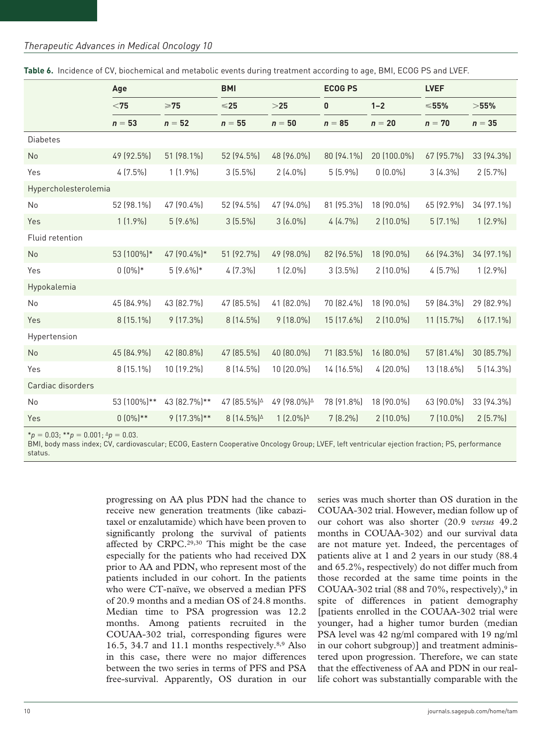**Table 6.** Incidence of CV, biochemical and metabolic events during treatment according to age, BMI, ECOG PS and LVEF.

| | **Age** | | **BMI** | | **ECOG PS** | | **LVEF** | |
|---|---|---|---|---|---|---|---|---|
| | **<75** | **⩾75** | **⩽25** | **>25** | **0** | **1–2** | **⩽55%** | **>55%** |
| | ***n*** **= 53** | ***n*** **= 52** | ***n*** **= 55** | ***n*** **= 50** | ***n*** **= 85** | ***n*** **= 20** | ***n*** **= 70** | ***n*** **= 35** |
| Diabetes | | | | | | | | |
| No | 49 (92.5%) | 51 (98.1%) | 52 (94.5%) | 48 (96.0%) | 80 (94.1%) | 20 (100.0%) | 67 (95.7%) | 33 (94.3%) |
| Yes | 4 (7.5%) | 1 (1.9%) | 3 (5.5%) | 2 (4.0%) | 5 (5.9%) | 0 (0.0%) | 3 (4.3%) | 2 (5.7%) |
| Hypercholesterolemia | | | | | | | | |
| No | 52 (98.1%) | 47 (90.4%) | 52 (94.5%) | 47 (94.0%) | 81 (95.3%) | 18 (90.0%) | 65 (92.9%) | 34 (97.1%) |
| Yes | 1 (1.9%) | 5 (9.6%) | 3 (5.5%) | 3 (6.0%) | 4 (4.7%) | 2 (10.0%) | 5 (7.1%) | 1 (2.9%) |
| Fluid retention | | | | | | | | |
| No | 53 (100%)* | 47 (90.4%)* | 51 (92.7%) | 49 (98.0%) | 82 (96.5%) | 18 (90.0%) | 66 (94.3%) | 34 (97.1%) |
| Yes | 0 (0%)* | 5 (9.6%)* | 4 (7.3%) | 1 (2.0%) | 3 (3.5%) | 2 (10.0%) | 4 (5.7%) | 1 (2.9%) |
| Hypokalemia | | | | | | | | |
| No | 45 (84.9%) | 43 (82.7%) | 47 (85.5%) | 41 (82.0%) | 70 (82.4%) | 18 (90.0%) | 59 (84.3%) | 29 (82.9%) |
| Yes | 8 (15.1%) | 9 (17.3%) | 8 (14.5%) | 9 (18.0%) | 15 (17.6%) | 2 (10.0%) | 11 (15.7%) | 6 (17.1%) |
| Hypertension | | | | | | | | |
| No | 45 (84.9%) | 42 (80.8%) | 47 (85.5%) | 40 (80.0%) | 71 (83.5%) | 16 (80.0%) | 57 (81.4%) | 30 (85.7%) |
| Yes | 8 (15.1%) | 10 (19.2%) | 8 (14.5%) | 10 (20.0%) | 14 (16.5%) | 4 (20.0%) | 13 (18.6%) | 5 (14.3%) |
| Cardiac disorders | | | | | | | | |
| No | 53 (100%)** | 43 (82.7%)** | 47 (85.5%)$^{\Delta}$ | 49 (98.0%)$^{\Delta}$ | 78 (91.8%) | 18 (90.0%) | 63 (90.0%) | 33 (94.3%) |
| Yes | 0 (0%)** | 9 (17.3%)** | 8 (14.5%)$^{\Delta}$ | 1 (2.0%)$^{\Delta}$ | 7 (8.2%) | 2 (10.0%) | 7 (10.0%) | 2 (5.7%) |

*$p = 0.03$; **$p = 0.001$; $^{\Delta}p = 0.03$.
BMI, body mass index; CV, cardiovascular; ECOG, Eastern Cooperative Oncology Group; LVEF, left ventricular ejection fraction; PS, performance status.

progressing on AA plus PDN had the chance to receive new generation treatments (like cabazitaxel or enzalutamide) which have been proven to significantly prolong the survival of patients affected by CRPC.[29,30] This might be the case especially for the patients who had received DX prior to AA and PDN, who represent most of the patients included in our cohort. In the patients who were CT-naïve, we observed a median PFS of 20.9 months and a median OS of 24.8 months. Median time to PSA progression was 12.2 months. Among patients recruited in the COUAA-302 trial, corresponding figures were 16.5, 34.7 and 11.1 months respectively.[8,9] Also in this case, there were no major differences between the two series in terms of PFS and PSA free-survival. Apparently, OS duration in our series was much shorter than OS duration in the COUAA-302 trial. However, median follow up of our cohort was also shorter (20.9 *versus* 49.2 months in COUAA-302) and our survival data are not mature yet. Indeed, the percentages of patients alive at 1 and 2 years in our study (88.4 and 65.2%, respectively) do not differ much from those recorded at the same time points in the COUAA-302 trial (88 and 70%, respectively),[9] in spite of differences in patient demography [patients enrolled in the COUAA-302 trial were younger, had a higher tumor burden (median PSA level was 42 ng/ml compared with 19 ng/ml in our cohort subgroup)] and treatment administered upon progression. Therefore, we can state that the effectiveness of AA and PDN in our real-life cohort was substantially comparable with the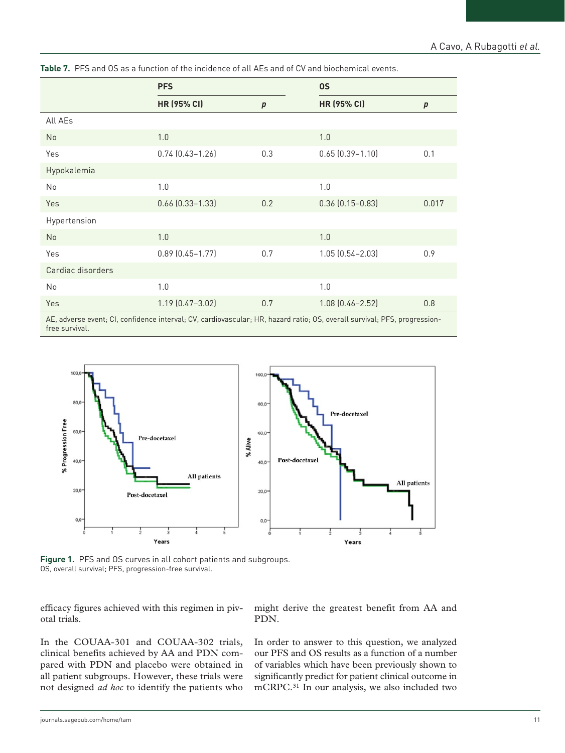**Table 7.** PFS and OS as a function of the incidence of all AEs and of CV and biochemical events.

| | PFS | | OS | |
|---|---|---|---|---|
| | **HR (95% CI)** | ***p*** | **HR (95% CI)** | ***p*** |
| All AEs | | | | |
| No | 1.0 | | 1.0 | |
| Yes | 0.74 (0.43–1.26) | 0.3 | 0.65 (0.39–1.10) | 0.1 |
| Hypokalemia | | | | |
| No | 1.0 | | 1.0 | |
| Yes | 0.66 (0.33–1.33) | 0.2 | 0.36 (0.15–0.83) | 0.017 |
| Hypertension | | | | |
| No | 1.0 | | 1.0 | |
| Yes | 0.89 (0.45–1.77) | 0.7 | 1.05 (0.54–2.03) | 0.9 |
| Cardiac disorders | | | | |
| No | 1.0 | | 1.0 | |
| Yes | 1.19 (0.47–3.02) | 0.7 | 1.08 (0.46–2.52) | 0.8 |

AE, adverse event; CI, confidence interval; CV, cardiovascular; HR, hazard ratio; OS, overall survival; PFS, progression-free survival.

**Figure 1.** PFS and OS curves in all cohort patients and subgroups.
OS, overall survival; PFS, progression-free survival.

efficacy figures achieved with this regimen in pivotal trials.

In the COUAA-301 and COUAA-302 trials, clinical benefits achieved by AA and PDN compared with PDN and placebo were obtained in all patient subgroups. However, these trials were not designed *ad hoc* to identify the patients who might derive the greatest benefit from AA and PDN.

In order to answer to this question, we analyzed our PFS and OS results as a function of a number of variables which have been previously shown to significantly predict for patient clinical outcome in mCRPC.[31] In our analysis, we also included two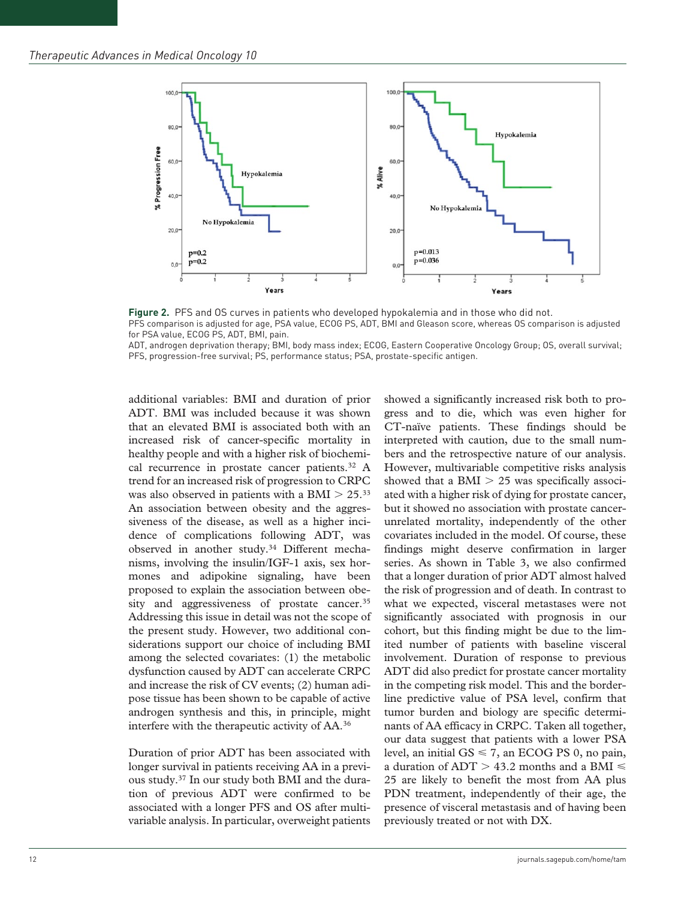**Figure 2.** PFS and OS curves in patients who developed hypokalemia and in those who did not.
PFS comparison is adjusted for age, PSA value, ECOG PS, ADT, BMI and Gleason score, whereas OS comparison is adjusted for PSA value, ECOG PS, ADT, BMI, pain.
ADT, androgen deprivation therapy; BMI, body mass index; ECOG, Eastern Cooperative Oncology Group; OS, overall survival; PFS, progression-free survival; PS, performance status; PSA, prostate-specific antigen.

additional variables: BMI and duration of prior ADT. BMI was included because it was shown that an elevated BMI is associated both with an increased risk of cancer-specific mortality in healthy people and with a higher risk of biochemical recurrence in prostate cancer patients.[32] A trend for an increased risk of progression to CRPC was also observed in patients with a BMI > 25.[33] An association between obesity and the aggressiveness of the disease, as well as a higher incidence of complications following ADT, was observed in another study.[34] Different mechanisms, involving the insulin/IGF-1 axis, sex hormones and adipokine signaling, have been proposed to explain the association between obesity and aggressiveness of prostate cancer.[35] Addressing this issue in detail was not the scope of the present study. However, two additional considerations support our choice of including BMI among the selected covariates: (1) the metabolic dysfunction caused by ADT can accelerate CRPC and increase the risk of CV events; (2) human adipose tissue has been shown to be capable of active androgen synthesis and this, in principle, might interfere with the therapeutic activity of AA.[36]

Duration of prior ADT has been associated with longer survival in patients receiving AA in a previous study.[37] In our study both BMI and the duration of previous ADT were confirmed to be associated with a longer PFS and OS after multivariable analysis. In particular, overweight patients showed a significantly increased risk both to progress and to die, which was even higher for CT-naïve patients. These findings should be interpreted with caution, due to the small numbers and the retrospective nature of our analysis. However, multivariable competitive risks analysis showed that a BMI > 25 was specifically associated with a higher risk of dying for prostate cancer, but it showed no association with prostate cancer-unrelated mortality, independently of the other covariates included in the model. Of course, these findings might deserve confirmation in larger series. As shown in Table 3, we also confirmed that a longer duration of prior ADT almost halved the risk of progression and of death. In contrast to what we expected, visceral metastases were not significantly associated with prognosis in our cohort, but this finding might be due to the limited number of patients with baseline visceral involvement. Duration of response to previous ADT did also predict for prostate cancer mortality in the competing risk model. This and the borderline predictive value of PSA level, confirm that tumor burden and biology are specific determinants of AA efficacy in CRPC. Taken all together, our data suggest that patients with a lower PSA level, an initial GS $\leqslant 7$, an ECOG PS 0, no pain, a duration of ADT > 43.2 months and a BMI $\leqslant$ 25 are likely to benefit the most from AA plus PDN treatment, independently of their age, the presence of visceral metastasis and of having been previously treated or not with DX.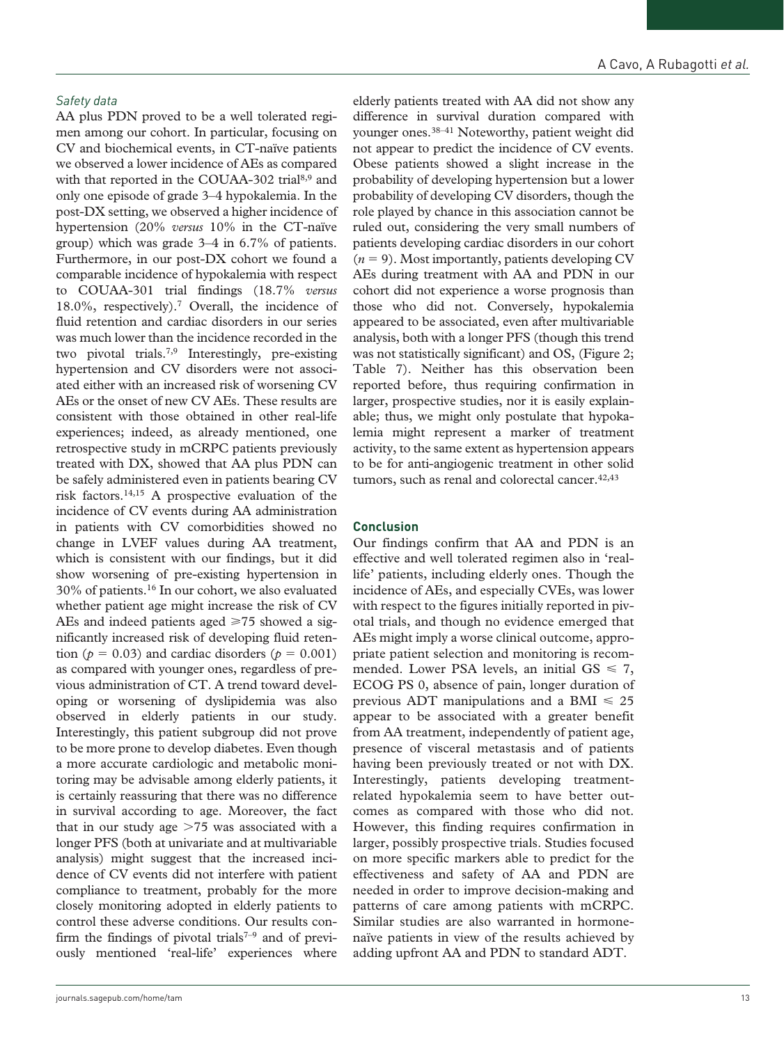*Safety data*

AA plus PDN proved to be a well tolerated regimen among our cohort. In particular, focusing on CV and biochemical events, in CT-naïve patients we observed a lower incidence of AEs as compared with that reported in the COUAA-302 trial[8,9] and only one episode of grade 3–4 hypokalemia. In the post-DX setting, we observed a higher incidence of hypertension (20% *versus* 10% in the CT-naïve group) which was grade 3–4 in 6.7% of patients. Furthermore, in our post-DX cohort we found a comparable incidence of hypokalemia with respect to COUAA-301 trial findings (18.7% *versus* 18.0%, respectively).[7] Overall, the incidence of fluid retention and cardiac disorders in our series was much lower than the incidence recorded in the two pivotal trials.[7,9] Interestingly, pre-existing hypertension and CV disorders were not associated either with an increased risk of worsening CV AEs or the onset of new CV AEs. These results are consistent with those obtained in other real-life experiences; indeed, as already mentioned, one retrospective study in mCRPC patients previously treated with DX, showed that AA plus PDN can be safely administered even in patients bearing CV risk factors.[14,15] A prospective evaluation of the incidence of CV events during AA administration in patients with CV comorbidities showed no change in LVEF values during AA treatment, which is consistent with our findings, but it did show worsening of pre-existing hypertension in 30% of patients.[16] In our cohort, we also evaluated whether patient age might increase the risk of CV AEs and indeed patients aged ⩾75 showed a significantly increased risk of developing fluid retention ($p = 0.03$) and cardiac disorders ($p = 0.001$) as compared with younger ones, regardless of previous administration of CT. A trend toward developing or worsening of dyslipidemia was also observed in elderly patients in our study. Interestingly, this patient subgroup did not prove to be more prone to develop diabetes. Even though a more accurate cardiologic and metabolic monitoring may be advisable among elderly patients, it is certainly reassuring that there was no difference in survival according to age. Moreover, the fact that in our study age >75 was associated with a longer PFS (both at univariate and at multivariable analysis) might suggest that the increased incidence of CV events did not interfere with patient compliance to treatment, probably for the more closely monitoring adopted in elderly patients to control these adverse conditions. Our results confirm the findings of pivotal trials[7–9] and of previously mentioned 'real-life' experiences where elderly patients treated with AA did not show any difference in survival duration compared with younger ones.[38–41] Noteworthy, patient weight did not appear to predict the incidence of CV events. Obese patients showed a slight increase in the probability of developing hypertension but a lower probability of developing CV disorders, though the role played by chance in this association cannot be ruled out, considering the very small numbers of patients developing cardiac disorders in our cohort ($n = 9$). Most importantly, patients developing CV AEs during treatment with AA and PDN in our cohort did not experience a worse prognosis than those who did not. Conversely, hypokalemia appeared to be associated, even after multivariable analysis, both with a longer PFS (though this trend was not statistically significant) and OS, (Figure 2; Table 7). Neither has this observation been reported before, thus requiring confirmation in larger, prospective studies, nor it is easily explainable; thus, we might only postulate that hypokalemia might represent a marker of treatment activity, to the same extent as hypertension appears to be for anti-angiogenic treatment in other solid tumors, such as renal and colorectal cancer.[42,43]

## Conclusion

Our findings confirm that AA and PDN is an effective and well tolerated regimen also in 'real-life' patients, including elderly ones. Though the incidence of AEs, and especially CVEs, was lower with respect to the figures initially reported in pivotal trials, and though no evidence emerged that AEs might imply a worse clinical outcome, appropriate patient selection and monitoring is recommended. Lower PSA levels, an initial GS ⩽ 7, ECOG PS 0, absence of pain, longer duration of previous ADT manipulations and a BMI ⩽ 25 appear to be associated with a greater benefit from AA treatment, independently of patient age, presence of visceral metastasis and of patients having been previously treated or not with DX. Interestingly, patients developing treatment-related hypokalemia seem to have better outcomes as compared with those who did not. However, this finding requires confirmation in larger, possibly prospective trials. Studies focused on more specific markers able to predict for the effectiveness and safety of AA and PDN are needed in order to improve decision-making and patterns of care among patients with mCRPC. Similar studies are also warranted in hormone-naïve patients in view of the results achieved by adding upfront AA and PDN to standard ADT.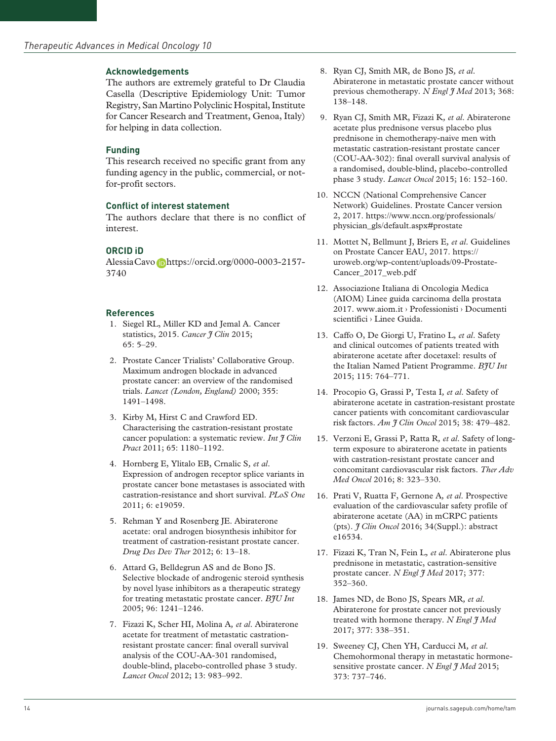## Acknowledgements

The authors are extremely grateful to Dr Claudia Casella (Descriptive Epidemiology Unit: Tumor Registry, San Martino Polyclinic Hospital, Institute for Cancer Research and Treatment, Genoa, Italy) for helping in data collection.

## Funding

This research received no specific grant from any funding agency in the public, commercial, or not-for-profit sectors.

## Conflict of interest statement

The authors declare that there is no conflict of interest.

## ORCID iD

Alessia Cavo https://orcid.org/0000-0003-2157-3740

## References

1. Siegel RL, Miller KD and Jemal A. Cancer statistics, 2015. *Cancer J Clin* 2015; 65: 5–29.
2. Prostate Cancer Trialists' Collaborative Group. Maximum androgen blockade in advanced prostate cancer: an overview of the randomised trials. *Lancet (London, England)* 2000; 355: 1491–1498.
3. Kirby M, Hirst C and Crawford ED. Characterising the castration-resistant prostate cancer population: a systematic review. *Int J Clin Pract* 2011; 65: 1180–1192.
4. Hornberg E, Ylitalo EB, Crnalic S, *et al*. Expression of androgen receptor splice variants in prostate cancer bone metastases is associated with castration-resistance and short survival. *PLoS One* 2011; 6: e19059.
5. Rehman Y and Rosenberg JE. Abiraterone acetate: oral androgen biosynthesis inhibitor for treatment of castration-resistant prostate cancer. *Drug Des Dev Ther* 2012; 6: 13–18.
6. Attard G, Belldegrun AS and de Bono JS. Selective blockade of androgenic steroid synthesis by novel lyase inhibitors as a therapeutic strategy for treating metastatic prostate cancer. *BJU Int* 2005; 96: 1241–1246.
7. Fizazi K, Scher HI, Molina A, *et al*. Abiraterone acetate for treatment of metastatic castration-resistant prostate cancer: final overall survival analysis of the COU-AA-301 randomised, double-blind, placebo-controlled phase 3 study. *Lancet Oncol* 2012; 13: 983–992.
8. Ryan CJ, Smith MR, de Bono JS, *et al*. Abiraterone in metastatic prostate cancer without previous chemotherapy. *N Engl J Med* 2013; 368: 138–148.
9. Ryan CJ, Smith MR, Fizazi K, *et al*. Abiraterone acetate plus prednisone versus placebo plus prednisone in chemotherapy-naive men with metastatic castration-resistant prostate cancer (COU-AA-302): final overall survival analysis of a randomised, double-blind, placebo-controlled phase 3 study. *Lancet Oncol* 2015; 16: 152–160.
10. NCCN (National Comprehensive Cancer Network) Guidelines. Prostate Cancer version 2, 2017. https://www.nccn.org/professionals/physician_gls/default.aspx#prostate
11. Mottet N, Bellmunt J, Briers E, *et al*. Guidelines on Prostate Cancer EAU, 2017. https://uroweb.org/wp-content/uploads/09-Prostate-Cancer_2017_web.pdf
12. Associazione Italiana di Oncologia Medica (AIOM) Linee guida carcinoma della prostata 2017. www.aiom.it › Professionisti › Documenti scientifici › Linee Guida.
13. Caffo O, De Giorgi U, Fratino L, *et al*. Safety and clinical outcomes of patients treated with abiraterone acetate after docetaxel: results of the Italian Named Patient Programme. *BJU Int* 2015; 115: 764–771.
14. Procopio G, Grassi P, Testa I, *et al*. Safety of abiraterone acetate in castration-resistant prostate cancer patients with concomitant cardiovascular risk factors. *Am J Clin Oncol* 2015; 38: 479–482.
15. Verzoni E, Grassi P, Ratta R, *et al*. Safety of long-term exposure to abiraterone acetate in patients with castration-resistant prostate cancer and concomitant cardiovascular risk factors. *Ther Adv Med Oncol* 2016; 8: 323–330.
16. Prati V, Ruatta F, Gernone A, *et al*. Prospective evaluation of the cardiovascular safety profile of abiraterone acetate (AA) in mCRPC patients (pts). *J Clin Oncol* 2016; 34(Suppl.): abstract e16534.
17. Fizazi K, Tran N, Fein L, *et al*. Abiraterone plus prednisone in metastatic, castration-sensitive prostate cancer. *N Engl J Med* 2017; 377: 352–360.
18. James ND, de Bono JS, Spears MR, *et al*. Abiraterone for prostate cancer not previously treated with hormone therapy. *N Engl J Med* 2017; 377: 338–351.
19. Sweeney CJ, Chen YH, Carducci M, *et al*. Chemohormonal therapy in metastatic hormone-sensitive prostate cancer. *N Engl J Med* 2015; 373: 737–746.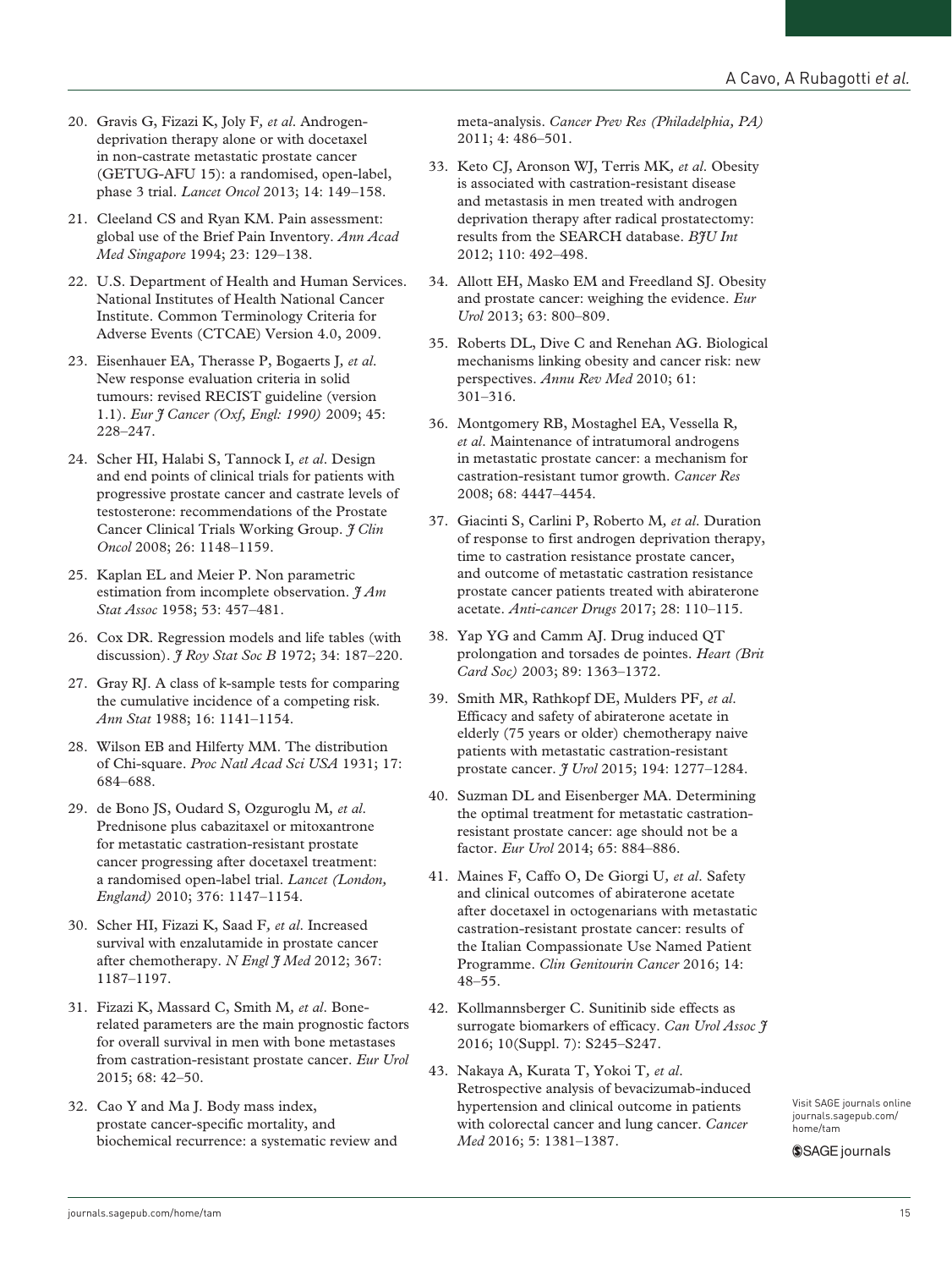20. Gravis G, Fizazi K, Joly F, *et al*. Androgen-deprivation therapy alone or with docetaxel in non-castrate metastatic prostate cancer (GETUG-AFU 15): a randomised, open-label, phase 3 trial. *Lancet Oncol* 2013; 14: 149–158.

21. Cleeland CS and Ryan KM. Pain assessment: global use of the Brief Pain Inventory. *Ann Acad Med Singapore* 1994; 23: 129–138.

22. U.S. Department of Health and Human Services. National Institutes of Health National Cancer Institute. Common Terminology Criteria for Adverse Events (CTCAE) Version 4.0, 2009.

23. Eisenhauer EA, Therasse P, Bogaerts J, *et al*. New response evaluation criteria in solid tumours: revised RECIST guideline (version 1.1). *Eur J Cancer (Oxf, Engl: 1990)* 2009; 45: 228–247.

24. Scher HI, Halabi S, Tannock I, *et al*. Design and end points of clinical trials for patients with progressive prostate cancer and castrate levels of testosterone: recommendations of the Prostate Cancer Clinical Trials Working Group. *J Clin Oncol* 2008; 26: 1148–1159.

25. Kaplan EL and Meier P. Non parametric estimation from incomplete observation. *J Am Stat Assoc* 1958; 53: 457–481.

26. Cox DR. Regression models and life tables (with discussion). *J Roy Stat Soc B* 1972; 34: 187–220.

27. Gray RJ. A class of k-sample tests for comparing the cumulative incidence of a competing risk. *Ann Stat* 1988; 16: 1141–1154.

28. Wilson EB and Hilferty MM. The distribution of Chi-square. *Proc Natl Acad Sci USA* 1931; 17: 684–688.

29. de Bono JS, Oudard S, Ozguroglu M, *et al*. Prednisone plus cabazitaxel or mitoxantrone for metastatic castration-resistant prostate cancer progressing after docetaxel treatment: a randomised open-label trial. *Lancet (London, England)* 2010; 376: 1147–1154.

30. Scher HI, Fizazi K, Saad F, *et al*. Increased survival with enzalutamide in prostate cancer after chemotherapy. *N Engl J Med* 2012; 367: 1187–1197.

31. Fizazi K, Massard C, Smith M, *et al*. Bone-related parameters are the main prognostic factors for overall survival in men with bone metastases from castration-resistant prostate cancer. *Eur Urol* 2015; 68: 42–50.

32. Cao Y and Ma J. Body mass index, prostate cancer-specific mortality, and biochemical recurrence: a systematic review and meta-analysis. *Cancer Prev Res (Philadelphia, PA)* 2011; 4: 486–501.

33. Keto CJ, Aronson WJ, Terris MK, *et al*. Obesity is associated with castration-resistant disease and metastasis in men treated with androgen deprivation therapy after radical prostatectomy: results from the SEARCH database. *BJU Int* 2012; 110: 492–498.

34. Allott EH, Masko EM and Freedland SJ. Obesity and prostate cancer: weighing the evidence. *Eur Urol* 2013; 63: 800–809.

35. Roberts DL, Dive C and Renehan AG. Biological mechanisms linking obesity and cancer risk: new perspectives. *Annu Rev Med* 2010; 61: 301–316.

36. Montgomery RB, Mostaghel EA, Vessella R, *et al*. Maintenance of intratumoral androgens in metastatic prostate cancer: a mechanism for castration-resistant tumor growth. *Cancer Res* 2008; 68: 4447–4454.

37. Giacinti S, Carlini P, Roberto M, *et al*. Duration of response to first androgen deprivation therapy, time to castration resistance prostate cancer, and outcome of metastatic castration resistance prostate cancer patients treated with abiraterone acetate. *Anti-cancer Drugs* 2017; 28: 110–115.

38. Yap YG and Camm AJ. Drug induced QT prolongation and torsades de pointes. *Heart (Brit Card Soc)* 2003; 89: 1363–1372.

39. Smith MR, Rathkopf DE, Mulders PF, *et al*. Efficacy and safety of abiraterone acetate in elderly (75 years or older) chemotherapy naive patients with metastatic castration-resistant prostate cancer. *J Urol* 2015; 194: 1277–1284.

40. Suzman DL and Eisenberger MA. Determining the optimal treatment for metastatic castration-resistant prostate cancer: age should not be a factor. *Eur Urol* 2014; 65: 884–886.

41. Maines F, Caffo O, De Giorgi U, *et al*. Safety and clinical outcomes of abiraterone acetate after docetaxel in octogenarians with metastatic castration-resistant prostate cancer: results of the Italian Compassionate Use Named Patient Programme. *Clin Genitourin Cancer* 2016; 14: 48–55.

42. Kollmannsberger C. Sunitinib side effects as surrogate biomarkers of efficacy. *Can Urol Assoc J* 2016; 10(Suppl. 7): S245–S247.

43. Nakaya A, Kurata T, Yokoi T, *et al*. Retrospective analysis of bevacizumab-induced hypertension and clinical outcome in patients with colorectal cancer and lung cancer. *Cancer Med* 2016; 5: 1381–1387.

Visit SAGE journals online journals.sagepub.com/home/tam

SAGE journals